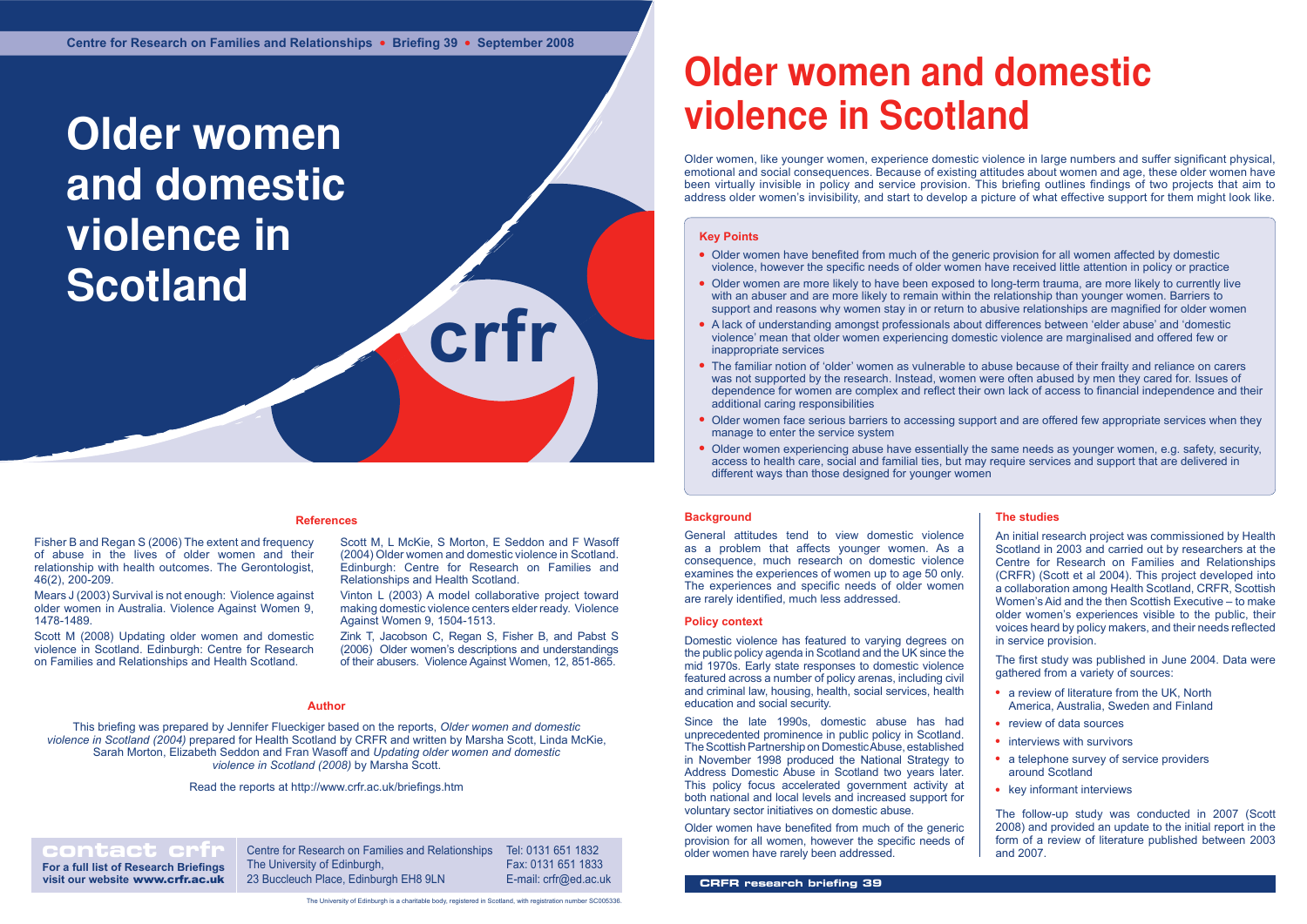# Older women and domestic violence in Scotland

Older women, like younger women, experience domestic violence in large numbers and suffer significant physical, emotional and social consequences. Because of existing attitudes about women and age, these older women have been virtually invisible in policy and service provision. This briefing outlines findings of two projects that aim to address older women's invisibility, and start to develop a picture of what effective support for them might look like.

### Key Points

- Older women have benefited from much of the generic provision for all women affected by domestic violence, however the specific needs of older women have received little attention in policy or practice
- Older women are more likely to have been exposed to long-term trauma, are more likely to currently live with an abuser and are more likely to remain within the relationship than younger women. Barriers to support and reasons why women stay in or return to abusive relationships are magnified for older women
- A lack of understanding amongst professionals about differences between 'elder abuse' and 'domestic violence' mean that older women experiencing domestic violence are marginalised and offered few or inappropriate services
- The familiar notion of 'older' women as vulnerable to abuse because of their frailty and reliance on carers was not supported by the research. Instead, women were often abused by men they cared for. Issues of dependence for women are complex and reflect their own lack of access to financial independence and their additional caring responsibilities
- Older women face serious barriers to accessing support and are offered few appropriate services when they manage to enter the service system
- Older women experiencing abuse have essentially the same needs as younger women, e.g. safety, security, access to health care, social and familial ties, but may require services and support that are delivered in different ways than those designed for younger women

## Background

General attitudes tend to view domestic violence as a problem that affects younger women. As a consequence, much research on domestic violence examines the experiences of women up to age 50 only. The experiences and specific needs of older women are rarely identified, much less addressed.

## Policy context

Domestic violence has featured to varying degrees on the public policy agenda in Scotland and the UK since the mid 1970s. Early state responses to domestic violence featured across a number of policy arenas, including civil and criminal law, housing, health, social services, health education and social security.

Since the late 1990s, domestic abuse has had unprecedented prominence in public policy in Scotland. The Scottish Partnership on Domestic Abuse, established in November 1998 produced the National Strategy to Address Domestic Abuse in Scotland two years later. This policy focus accelerated government activity at both national and local levels and increased support for voluntary sector initiatives on domestic abuse.

Older women have benefited from much of the generic provision for all women, however the specific needs of older women have rarely been addressed.

## The studies

An initial research project was commissioned by Health Scotland in 2003 and carried out by researchers at the Centre for Research on Families and Relationships (CRFR) (Scott et al 2004). This project developed into a collaboration among Health Scotland, CRFR, Scottish Women's Aid and the then Scottish Executive – to make older women's experiences visible to the public, their voices heard by policy makers, and their needs reflected in service provision.

The first study was published in June 2004. Data were gathered from a variety of sources:

- a review of literature from the UK, North America, Australia, Sweden and Finland
- review of data sources
- interviews with survivors
- a telephone survey of service providers around Scotland
- key informant interviews

The follow-up study was conducted in 2007 (Scott 2008) and provided an update to the initial report in the form of a review of literature published between 2003 and 2007.

CRFR research briefing 39

---

Centre for Research on Families and Relationships • Briefing 39 • September 2008

# Older women and domestic violence in Scotland

crfr

### References

Fisher B and Regan S (2006) The extent and frequency of abuse in the lives of older women and their relationship with health outcomes. The Gerontologist, 46(2), 200-209.

Mears J (2003) Survival is not enough: Violence against older women in Australia. Violence Against Women 9, 1478-1489.

Scott M (2008) Updating older women and domestic violence in Scotland. Edinburgh: Centre for Research on Families and Relationships and Health Scotland.

Scott M, L McKie, S Morton, E Seddon and F Wasoff (2004) Older women and domestic violence in Scotland. Edinburgh: Centre for Research on Families and Relationships and Health Scotland.

Vinton L (2003) A model collaborative project toward making domestic violence centers elder ready. Violence Against Women 9, 1504-1513.

Zink T, Jacobson C, Regan S, Fisher B, and Pabst S (2006) Older women's descriptions and understandings of their abusers. Violence Against Women, 12, 851-865.

### Author

This briefing was prepared by Jennifer Flueckiger based on the reports, *Older women and domestic violence in Scotland (2004)* prepared for Health Scotland by CRFR and written by Marsha Scott, Linda McKie, Sarah Morton, Elizabeth Seddon and Fran Wasoff and *Updating older women and domestic violence in Scotland (2008)* by Marsha Scott.

Read the reports at http://www.crfr.ac.uk/briefings.htm

**contact crfr**
For a full list of Research Briefings visit our website www.crfr.ac.uk

Centre for Research on Families and Relationships
The University of Edinburgh,
23 Buccleuch Place, Edinburgh EH8 9LN

Tel: 0131 651 1832
Fax: 0131 651 1833
E-mail: crfr@ed.ac.uk

The University of Edinburgh is a charitable body, registered in Scotland, with registration number SC005336.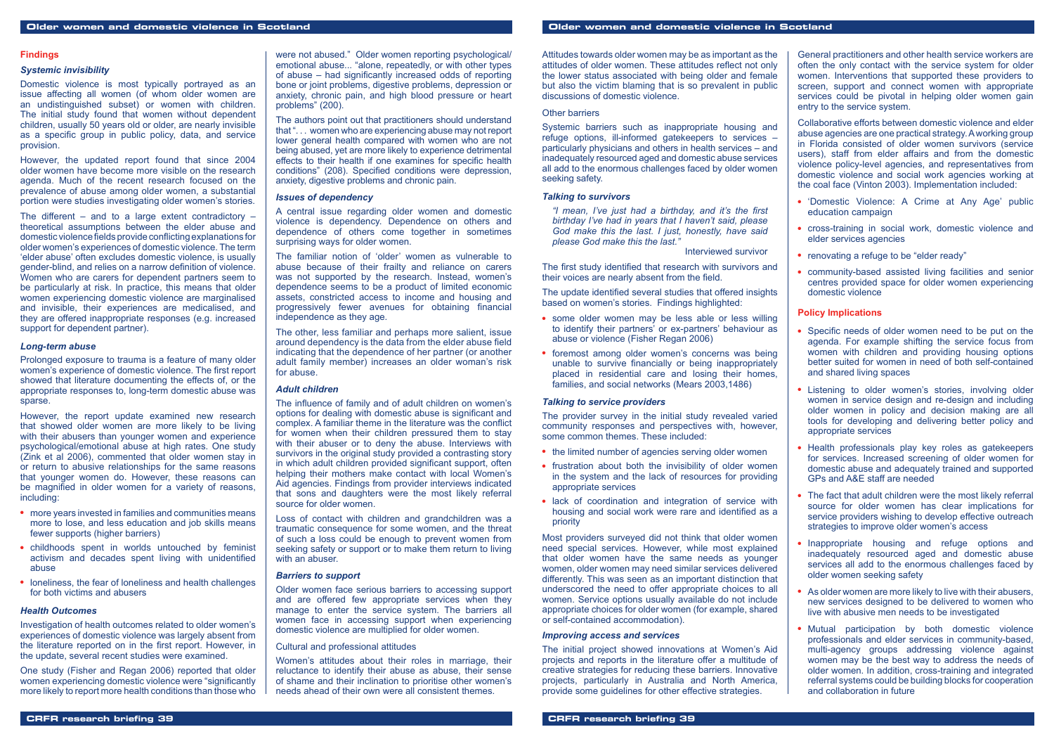## Findings

### *Systemic invisibility*

Domestic violence is most typically portrayed as an issue affecting all women (of whom older women are an undistinguished subset) or women with children. The initial study found that women without dependent children, usually 50 years old or older, are nearly invisible as a specific group in public policy, data, and service provision.

However, the updated report found that since 2004 older women have become more visible on the research agenda. Much of the recent research focused on the prevalence of abuse among older women, a substantial portion were studies investigating older women's stories.

The different – and to a large extent contradictory – theoretical assumptions between the elder abuse and domestic violence fields provide conflicting explanations for older women's experiences of domestic violence. The term 'elder abuse' often excludes domestic violence, is usually gender-blind, and relies on a narrow definition of violence. Women who are carers for dependent partners seem to be particularly at risk. In practice, this means that older women experiencing domestic violence are marginalised and invisible, their experiences are medicalised, and they are offered inappropriate responses (e.g. increased support for dependent partner).

### *Long-term abuse*

Prolonged exposure to trauma is a feature of many older women's experience of domestic violence. The first report showed that literature documenting the effects of, or the appropriate responses to, long-term domestic abuse was sparse.

However, the report update examined new research that showed older women are more likely to be living with their abusers than younger women and experience psychological/emotional abuse at high rates. One study (Zink et al 2006), commented that older women stay in or return to abusive relationships for the same reasons that younger women do. However, these reasons can be magnified in older women for a variety of reasons, including:

- more years invested in families and communities means more to lose, and less education and job skills means fewer supports (higher barriers)
- childhoods spent in worlds untouched by feminist activism and decades spent living with unidentified abuse
- loneliness, the fear of loneliness and health challenges for both victims and abusers

### *Health Outcomes*

Investigation of health outcomes related to older women's experiences of domestic violence was largely absent from the literature reported on in the first report. However, in the update, several recent studies were examined.

One study (Fisher and Regan 2006) reported that older women experiencing domestic violence were "significantly more likely to report more health conditions than those who were not abused." Older women reporting psychological/emotional abuse... "alone, repeatedly, or with other types of abuse – had significantly increased odds of reporting bone or joint problems, digestive problems, depression or anxiety, chronic pain, and high blood pressure or heart problems" (200).

The authors point out that practitioners should understand that ". . . women who are experiencing abuse may not report lower general health compared with women who are not being abused, yet are more likely to experience detrimental effects to their health if one examines for specific health conditions" (208). Specified conditions were depression, anxiety, digestive problems and chronic pain.

### *Issues of dependency*

A central issue regarding older women and domestic violence is dependency. Dependence on others and dependence of others come together in sometimes surprising ways for older women.

The familiar notion of 'older' women as vulnerable to abuse because of their frailty and reliance on carers was not supported by the research. Instead, women's dependence seems to be a product of limited economic assets, constricted access to income and housing and progressively fewer avenues for obtaining financial independence as they age.

The other, less familiar and perhaps more salient, issue around dependency is the data from the elder abuse field indicating that the dependence of her partner (or another adult family member) increases an older woman's risk for abuse.

### *Adult children*

The influence of family and of adult children on women's options for dealing with domestic abuse is significant and complex. A familiar theme in the literature was the conflict for women when their children pressured them to stay with their abuser or to deny the abuse. Interviews with survivors in the original study provided a contrasting story in which adult children provided significant support, often helping their mothers make contact with local Women's Aid agencies. Findings from provider interviews indicated that sons and daughters were the most likely referral source for older women.

Loss of contact with children and grandchildren was a traumatic consequence for some women, and the threat of such a loss could be enough to prevent women from seeking safety or support or to make them return to living with an abuser.

### *Barriers to support*

Older women face serious barriers to accessing support and are offered few appropriate services when they manage to enter the service system. The barriers all women face in accessing support when experiencing domestic violence are multiplied for older women.

Cultural and professional attitudes

Women's attitudes about their roles in marriage, their reluctance to identify their abuse as abuse, their sense of shame and their inclination to prioritise other women's needs ahead of their own were all consistent themes.

Attitudes towards older women may be as important as the attitudes of older women. These attitudes reflect not only the lower status associated with being older and female but also the victim blaming that is so prevalent in public discussions of domestic violence.

Other barriers

Systemic barriers such as inappropriate housing and refuge options, ill-informed gatekeepers to services – particularly physicians and others in health services – and inadequately resourced aged and domestic abuse services all add to the enormous challenges faced by older women seeking safety.

### *Talking to survivors*

> *"I mean, I've just had a birthday, and it's the first birthday I've had in years that I haven't said, please God make this the last. I just, honestly, have said please God make this the last."*
>
> Interviewed survivor

The first study identified that research with survivors and their voices are nearly absent from the field.

The update identified several studies that offered insights based on women's stories. Findings highlighted:

- some older women may be less able or less willing to identify their partners' or ex-partners' behaviour as abuse or violence (Fisher Regan 2006)
- foremost among older women's concerns was being unable to survive financially or being inappropriately placed in residential care and losing their homes, families, and social networks (Mears 2003,1486)

### *Talking to service providers*

The provider survey in the initial study revealed varied community responses and perspectives with, however, some common themes. These included:

- the limited number of agencies serving older women
- frustration about both the invisibility of older women in the system and the lack of resources for providing appropriate services
- lack of coordination and integration of service with housing and social work were rare and identified as a priority

Most providers surveyed did not think that older women need special services. However, while most explained that older women have the same needs as younger women, older women may need similar services delivered differently. This was seen as an important distinction that underscored the need to offer appropriate choices to all women. Service options usually available do not include appropriate choices for older women (for example, shared or self-contained accommodation).

### *Improving access and services*

The initial project showed innovations at Women's Aid projects and reports in the literature offer a multitude of creative strategies for reducing these barriers. Innovative projects, particularly in Australia and North America, provide some guidelines for other effective strategies.

General practitioners and other health service workers are often the only contact with the service system for older women. Interventions that supported these providers to screen, support and connect women with appropriate services could be pivotal in helping older women gain entry to the service system.

Collaborative efforts between domestic violence and elder abuse agencies are one practical strategy. A working group in Florida consisted of older women survivors (service users), staff from elder affairs and from the domestic violence policy-level agencies, and representatives from domestic violence and social work agencies working at the coal face (Vinton 2003). Implementation included:

- 'Domestic Violence: A Crime at Any Age' public education campaign
- cross-training in social work, domestic violence and elder services agencies
- renovating a refuge to be "elder ready"
- community-based assisted living facilities and senior centres provided space for older women experiencing domestic violence

## Policy Implications

- Specific needs of older women need to be put on the agenda. For example shifting the service focus from women with children and providing housing options better suited for women in need of both self-contained and shared living spaces
- Listening to older women's stories, involving older women in service design and re-design and including older women in policy and decision making are all tools for developing and delivering better policy and appropriate services
- Health professionals play key roles as gatekeepers for services. Increased screening of older women for domestic abuse and adequately trained and supported GPs and A&E staff are needed
- The fact that adult children were the most likely referral source for older women has clear implications for service providers wishing to develop effective outreach strategies to improve older women's access
- Inappropriate housing and refuge options and inadequately resourced aged and domestic abuse services all add to the enormous challenges faced by older women seeking safety
- As older women are more likely to live with their abusers, new services designed to be delivered to women who live with abusive men needs to be investigated
- Mutual participation by both domestic violence professionals and elder services in community-based, multi-agency groups addressing violence against women may be the best way to address the needs of older women. In addition, cross-training and integrated referral systems could be building blocks for cooperation and collaboration in future